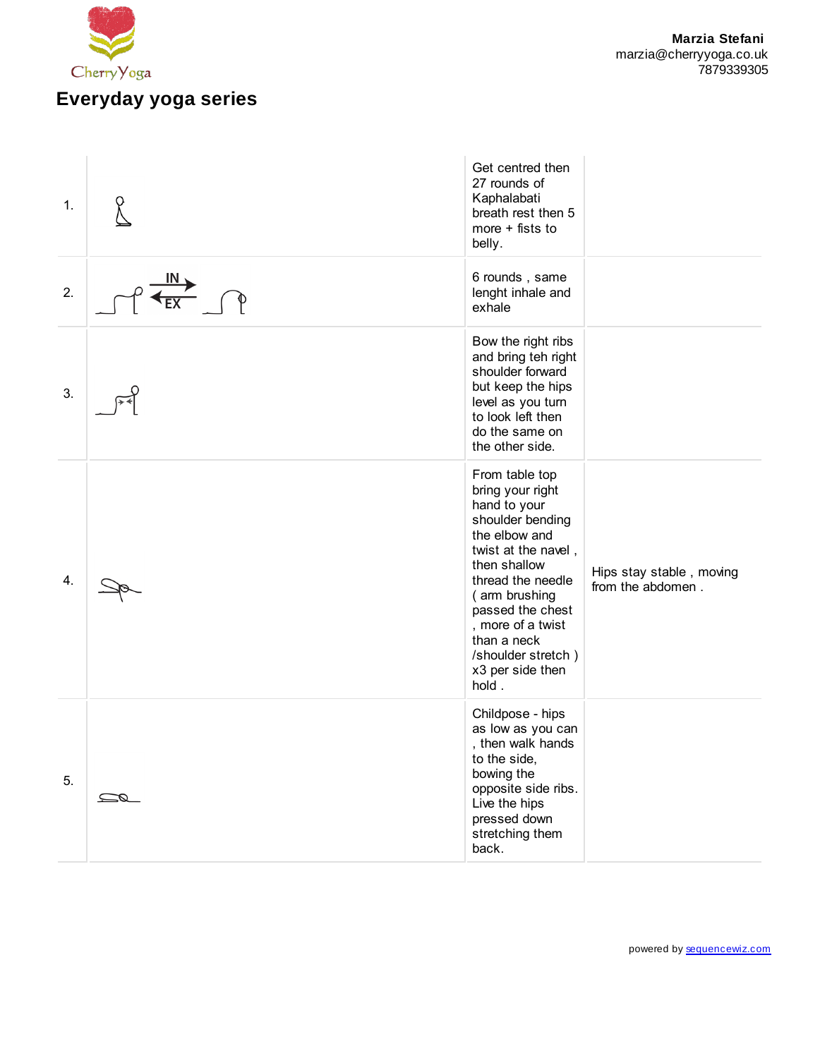CherryYoga

**Marzia Stefani**
marzia@cherryyoga.co.uk
7879339305

# Everyday yoga series

| | | | |
|---|---|---|---|
| 1. | | Get centred then 27 rounds of Kaphalabati breath rest then 5 more + fists to belly. | |
| 2. | IN EX | 6 rounds , same lenght inhale and exhale | |
| 3. | | Bow the right ribs and bring teh right shoulder forward but keep the hips level as you turn to look left then do the same on the other side. | |
| 4. | | From table top bring your right hand to your shoulder bending the elbow and twist at the navel , then shallow thread the needle ( arm brushing passed the chest , more of a twist than a neck /shoulder stretch ) x3 per side then hold . | Hips stay stable , moving from the abdomen . |
| 5. | | Childpose - hips as low as you can , then walk hands to the side, bowing the opposite side ribs. Live the hips pressed down stretching them back. | |

powered by sequencewiz.com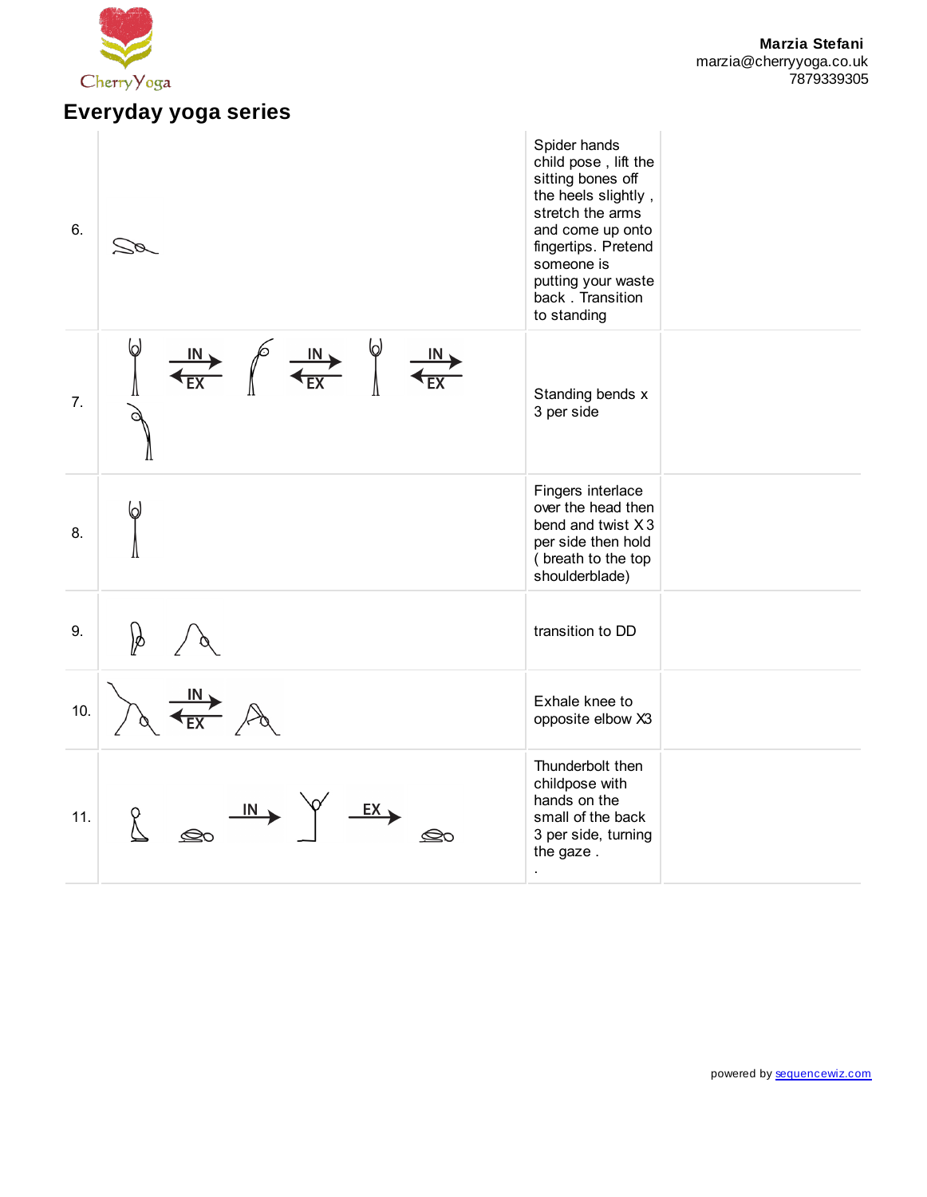Marzia Stefani
marzia@cherryyoga.co.uk
7879339305

# Everyday yoga series

| | | | |
|---|---|---|---|
| 6. | | Spider hands child pose , lift the sitting bones off the heels slightly , stretch the arms and come up onto fingertips. Pretend someone is putting your waste back . Transition to standing | |
| 7. | IN / EX IN / EX IN / EX | Standing bends x 3 per side | |
| 8. | | Fingers interlace over the head then bend and twist X 3 per side then hold ( breath to the top shoulderblade) | |
| 9. | | transition to DD | |
| 10. | IN / EX | Exhale knee to opposite elbow X3 | |
| 11. | IN EX | Thunderbolt then childpose with hands on the small of the back 3 per side, turning the gaze . . | |

powered by sequencewiz.com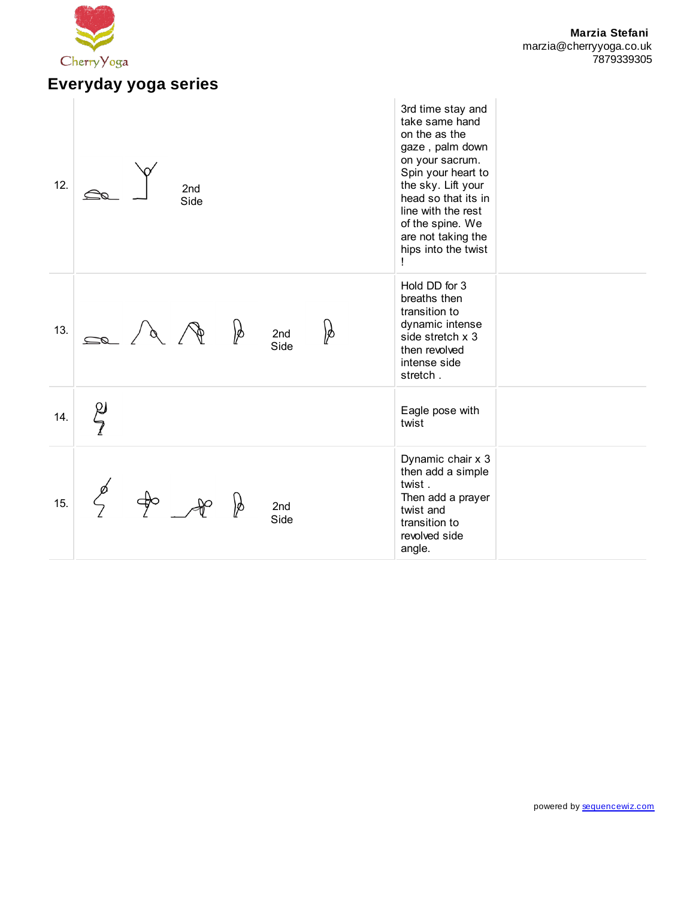# Everyday yoga series

| | | | |
|---|---|---|---|
| 12. | 2nd Side | 3rd time stay and take same hand on the as the gaze , palm down on your sacrum. Spin your heart to the sky. Lift your head so that its in line with the rest of the spine. We are not taking the hips into the twist ! | |
| 13. | 2nd Side | Hold DD for 3 breaths then transition to dynamic intense side stretch x 3 then revolved intense side stretch . | |
| 14. | | Eagle pose with twist | |
| 15. | 2nd Side | Dynamic chair x 3 then add a simple twist .<br>Then add a prayer twist and transition to revolved side angle. | |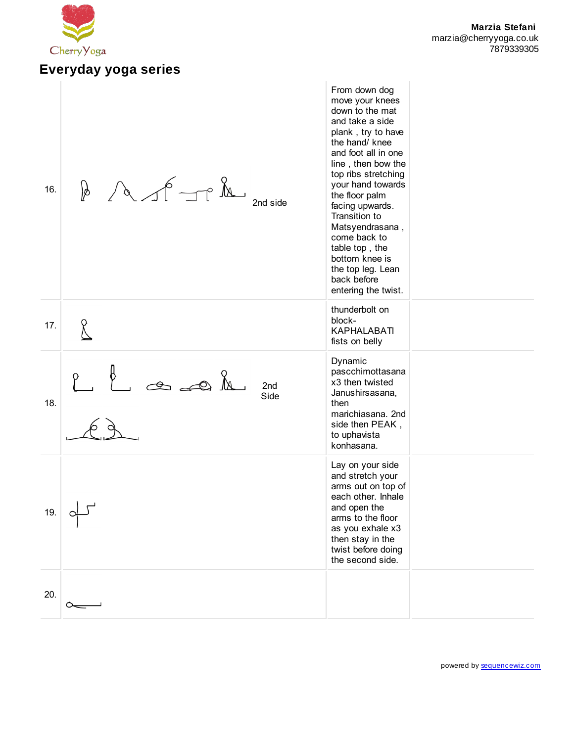# Everyday yoga series

**Marzia Stefani**
marzia@cherryyoga.co.uk
7879339305

| | | | |
|---|---|---|---|
| 16. | 2nd side | From down dog move your knees down to the mat and take a side plank , try to have the hand/ knee and foot all in one line , then bow the top ribs stretching your hand towards the floor palm facing upwards. Transition to Matsyendrasana , come back to table top , the bottom knee is the top leg. Lean back before entering the twist. | |
| 17. | | thunderbolt on block- KAPHALABATI fists on belly | |
| 18. | 2nd Side | Dynamic pascchimottasana x3 then twisted Janushirsasana, then marichiasana. 2nd side then PEAK , to uphavista konhasana. | |
| 19. | | Lay on your side and stretch your arms out on top of each other. Inhale and open the arms to the floor as you exhale x3 then stay in the twist before doing the second side. | |
| 20. | | | |

powered by sequencewiz.com